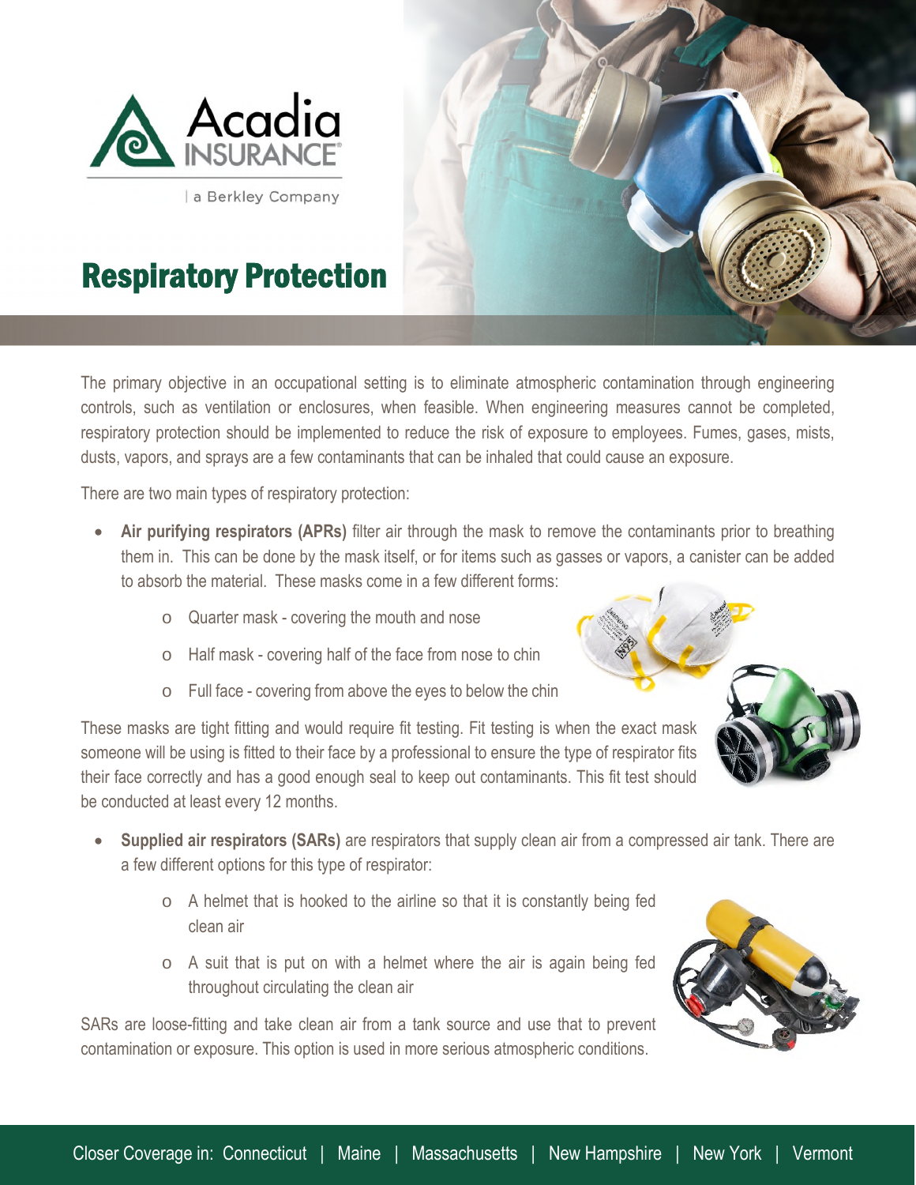# Respiratory Protection

The primary objective in an occupational setting is to eliminate atmospheric contamination through engineering controls, such as ventilation or enclosures, when feasible. When engineering measures cannot be completed, respiratory protection should be implemented to reduce the risk of exposure to employees. Fumes, gases, mists, dusts, vapors, and sprays are a few contaminants that can be inhaled that could cause an exposure.

There are two main types of respiratory protection:

- **Air purifying respirators (APRs)** filter air through the mask to remove the contaminants prior to breathing them in. This can be done by the mask itself, or for items such as gasses or vapors, a canister can be added to absorb the material. These masks come in a few different forms:
  - Quarter mask - covering the mouth and nose
  - Half mask - covering half of the face from nose to chin
  - Full face - covering from above the eyes to below the chin

These masks are tight fitting and would require fit testing. Fit testing is when the exact mask someone will be using is fitted to their face by a professional to ensure the type of respirator fits their face correctly and has a good enough seal to keep out contaminants. This fit test should be conducted at least every 12 months.

- **Supplied air respirators (SARs)** are respirators that supply clean air from a compressed air tank. There are a few different options for this type of respirator:
  - A helmet that is hooked to the airline so that it is constantly being fed clean air
  - A suit that is put on with a helmet where the air is again being fed throughout circulating the clean air

SARs are loose-fitting and take clean air from a tank source and use that to prevent contamination or exposure. This option is used in more serious atmospheric conditions.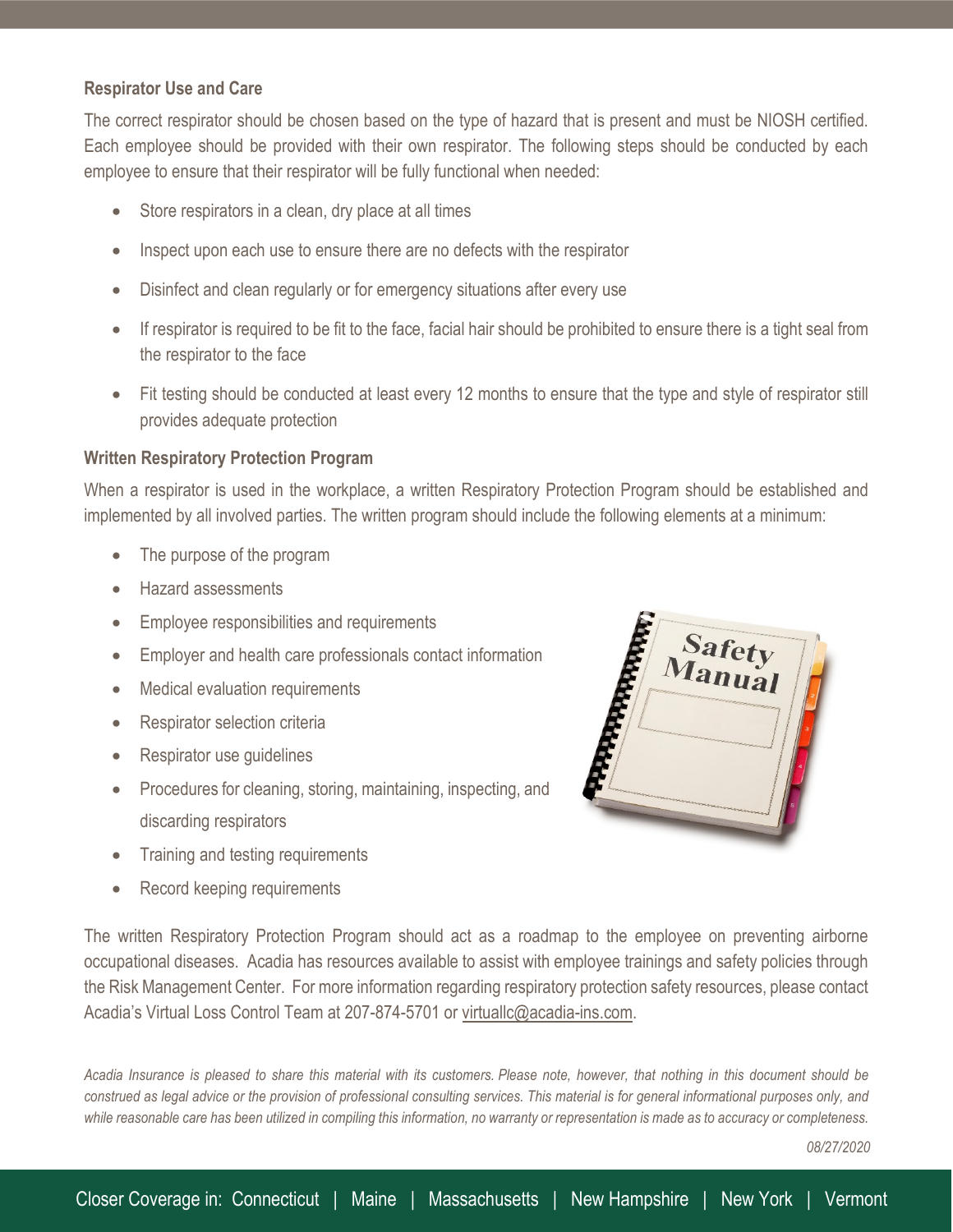**Respirator Use and Care**

The correct respirator should be chosen based on the type of hazard that is present and must be NIOSH certified. Each employee should be provided with their own respirator. The following steps should be conducted by each employee to ensure that their respirator will be fully functional when needed:

- Store respirators in a clean, dry place at all times
- Inspect upon each use to ensure there are no defects with the respirator
- Disinfect and clean regularly or for emergency situations after every use
- If respirator is required to be fit to the face, facial hair should be prohibited to ensure there is a tight seal from the respirator to the face
- Fit testing should be conducted at least every 12 months to ensure that the type and style of respirator still provides adequate protection

**Written Respiratory Protection Program**

When a respirator is used in the workplace, a written Respiratory Protection Program should be established and implemented by all involved parties. The written program should include the following elements at a minimum:

- The purpose of the program
- Hazard assessments
- Employee responsibilities and requirements
- Employer and health care professionals contact information
- Medical evaluation requirements
- Respirator selection criteria
- Respirator use guidelines
- Procedures for cleaning, storing, maintaining, inspecting, and discarding respirators
- Training and testing requirements
- Record keeping requirements

The written Respiratory Protection Program should act as a roadmap to the employee on preventing airborne occupational diseases. Acadia has resources available to assist with employee trainings and safety policies through the Risk Management Center. For more information regarding respiratory protection safety resources, please contact Acadia's Virtual Loss Control Team at 207-874-5701 or virtuallc@acadia-ins.com.

*Acadia Insurance is pleased to share this material with its customers. Please note, however, that nothing in this document should be construed as legal advice or the provision of professional consulting services. This material is for general informational purposes only, and while reasonable care has been utilized in compiling this information, no warranty or representation is made as to accuracy or completeness.*

*08/27/2020*

Closer Coverage in: Connecticut | Maine | Massachusetts | New Hampshire | New York | Vermont